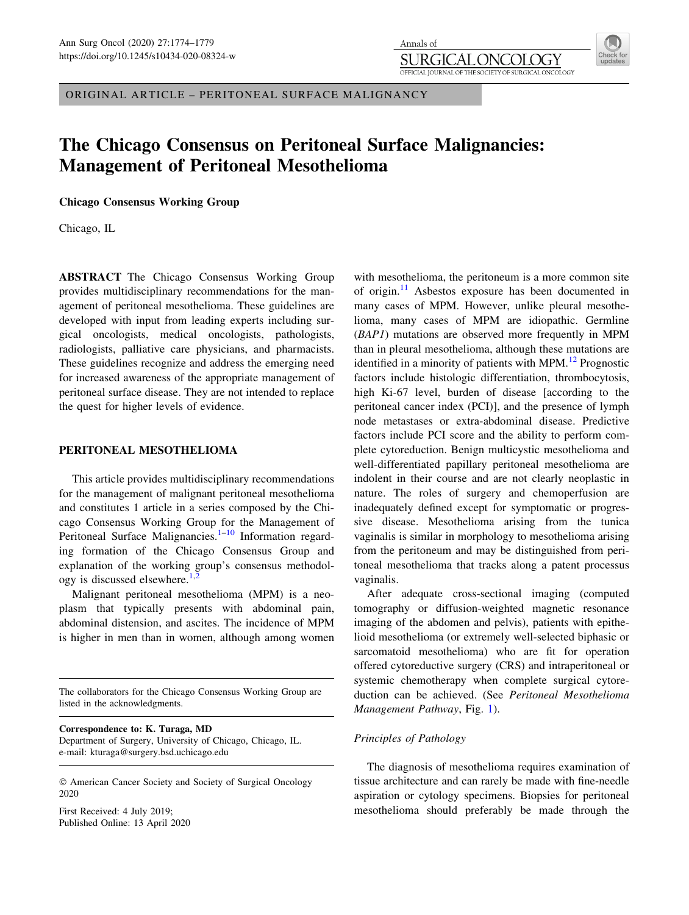ORIGINAL ARTICLE – PERITONEAL SURFACE MALIGNANCY

# The Chicago Consensus on Peritoneal Surface Malignancies: Management of Peritoneal Mesothelioma

**Chicago Consensus Working Group**

Chicago, IL

**ABSTRACT** The Chicago Consensus Working Group provides multidisciplinary recommendations for the management of peritoneal mesothelioma. These guidelines are developed with input from leading experts including surgical oncologists, medical oncologists, pathologists, radiologists, palliative care physicians, and pharmacists. These guidelines recognize and address the emerging need for increased awareness of the appropriate management of peritoneal surface disease. They are not intended to replace the quest for higher levels of evidence.

## PERITONEAL MESOTHELIOMA

This article provides multidisciplinary recommendations for the management of malignant peritoneal mesothelioma and constitutes 1 article in a series composed by the Chicago Consensus Working Group for the Management of Peritoneal Surface Malignancies.[1–10] Information regarding formation of the Chicago Consensus Group and explanation of the working group's consensus methodology is discussed elsewhere.[1,2]

Malignant peritoneal mesothelioma (MPM) is a neoplasm that typically presents with abdominal pain, abdominal distension, and ascites. The incidence of MPM is higher in men than in women, although among women with mesothelioma, the peritoneum is a more common site of origin.[11] Asbestos exposure has been documented in many cases of MPM. However, unlike pleural mesothelioma, many cases of MPM are idiopathic. Germline (*BAP1*) mutations are observed more frequently in MPM than in pleural mesothelioma, although these mutations are identified in a minority of patients with MPM.[12] Prognostic factors include histologic differentiation, thrombocytosis, high Ki-67 level, burden of disease [according to the peritoneal cancer index (PCI)], and the presence of lymph node metastases or extra-abdominal disease. Predictive factors include PCI score and the ability to perform complete cytoreduction. Benign multicystic mesothelioma and well-differentiated papillary peritoneal mesothelioma are indolent in their course and are not clearly neoplastic in nature. The roles of surgery and chemoperfusion are inadequately defined except for symptomatic or progressive disease. Mesothelioma arising from the tunica vaginalis is similar in morphology to mesothelioma arising from the peritoneum and may be distinguished from peritoneal mesothelioma that tracks along a patent processus vaginalis.

After adequate cross-sectional imaging (computed tomography or diffusion-weighted magnetic resonance imaging of the abdomen and pelvis), patients with epithelioid mesothelioma (or extremely well-selected biphasic or sarcomatoid mesothelioma) who are fit for operation offered cytoreductive surgery (CRS) and intraperitoneal or systemic chemotherapy when complete surgical cytoreduction can be achieved. (See *Peritoneal Mesothelioma Management Pathway*, Fig. 1).

### *Principles of Pathology*

The diagnosis of mesothelioma requires examination of tissue architecture and can rarely be made with fine-needle aspiration or cytology specimens. Biopsies for peritoneal mesothelioma should preferably be made through the

The collaborators for the Chicago Consensus Working Group are listed in the acknowledgments.

© American Cancer Society and Society of Surgical Oncology 2020

First Received: 4 July 2019;
Published Online: 13 April 2020

**Correspondence to: K. Turaga, MD**
Department of Surgery, University of Chicago, Chicago, IL.
e-mail: kturaga@surgery.bsd.uchicago.edu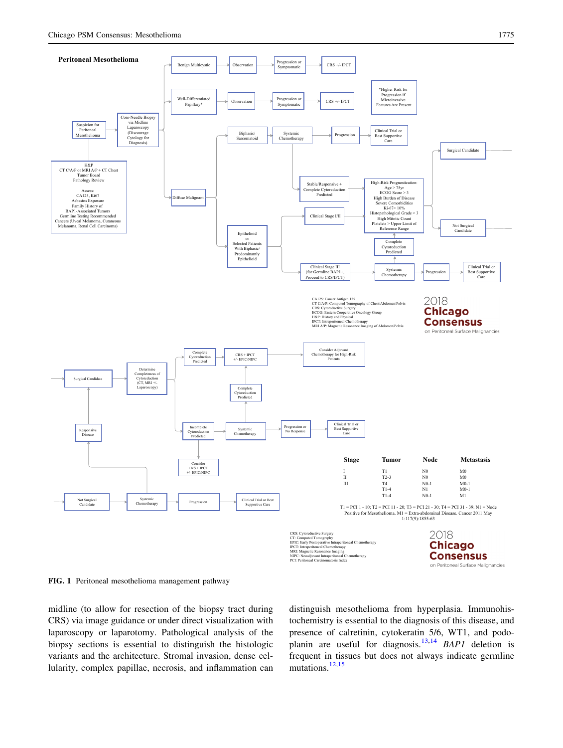**Peritoneal Mesothelioma**

Suspicion for Peritoneal Mesothelioma → Core-Needle Biopsy via Midline Laparoscopy (Discourage Cytology for Diagnosis)

H&P
CT C/A/P or MRI A/P + CT Chest
Tumor Board
Pathology Review

Assess:
CA125, Ki67
Asbestos Exposure
Family History of BAP1-Associated Tumors
Germline Testing Recommended
Cancers (Uveal Melanoma, Cutaneous Melanoma, Renal Cell Carcinoma)

- Benign Multicystic → Observation → Progression or Symptomatic → CRS +/- IPCT
- Well-Differentiated Papillary* → Observation → Progression or Symptomatic → CRS +/- IPCT
  - *Higher Risk for Progression if Microinvasive Features Are Present
- Diffuse Malignant
  - Biphasic/Sarcomatoid → Systemic Chemotherapy → Progression → Clinical Trial or Best Supportive Care
    - Systemic Chemotherapy → Stable/Responsive + Complete Cytoreduction Predicted → High-Risk Prognostication
  - Epithelioid or Selected Patients With Biphasic/Predominantly Epithelioid
    - Clinical Stage I/II → High-Risk Prognostication: Age > 75yr; ECOG Score > 3; High Burden of Disease; Severe Comorbidities; Ki-67> 10%; Histopathological Grade > 3; High Mitotic Count; Platelets > Upper Limit of Reference Range
      - Surgical Candidate
      - Not Surgical Candidate
    - Clinical Stage III (for Germline BAP1+, Proceed to CRS/IPCT) → Systemic Chemotherapy → Complete Cytoreduction Predicted → High-Risk Prognostication
      - Systemic Chemotherapy → Progression → Clinical Trial or Best Supportive Care

CA125: Cancer Antigen 125
CT C/A/P: Computed Tomography of Chest/Abdomen/Pelvis
CRS: Cytoreductive Surgery
ECOG: Eastern Cooperative Oncology Group
H&P: History and Physical
IPCT: Intraperitoneal Chemotherapy
MRI A/P: Magnetic Resonance Imaging of Abdomen/Pelvis

2018 Chicago Consensus on Peritoneal Surface Malignancies

- Surgical Candidate → Determine Completeness of Cytoreduction (CT, MRI +/- Laparoscopy)
  - Complete Cytoreduction Predicted → CRS + IPCT +/- EPIC/NIPC → Consider Adjuvant Chemotherapy for High-Risk Patients
  - Incomplete Cytoreduction Predicted
    - Systemic Chemotherapy
      - Complete Cytoreduction Predicted → CRS + IPCT +/- EPIC/NIPC
      - Progression or No Response → Clinical Trial or Best Supportive Care
    - Consider CRS + IPCT +/- EPIC/NIPC
- Not Surgical Candidate → Systemic Chemotherapy
  - Responsive Disease → Surgical Candidate
  - Progression → Clinical Trial or Best Supportive Care

| Stage | Tumor | Node | Metastasis |
|---|---|---|---|
| I | T1 | N0 | M0 |
| II | T2-3 | N0 | M0 |
| III | T4 | N0-1 | M0-1 |
| | T1-4 | N1 | M0-1 |
| | T1-4 | N0-1 | M1 |

T1 = PCI 1 - 10; T2 = PCI 11 - 20; T3 = PCI 21 - 30; T4 = PCI 31 - 39. N1 = Node Positive for Mesothelioma. M1 = Extra-abdominal Disease. Cancer 2011 May 1:117(9):1855-63

CRS: Cytoreductive Surgery
CT: Computed Tomography
EPIC: Early Postoperative Intraperitoneal Chemotherapy
IPCT: Intraperitoneal Chemotherapy
MRI: Magnetic Resonance Imaging
NIPC: Neoadjuvant Intraperitoneal Chemotherapy
PCI: Peritoneal Carcinomatosis Index

2018 Chicago Consensus on Peritoneal Surface Malignancies

**FIG. 1** Peritoneal mesothelioma management pathway

midline (to allow for resection of the biopsy tract during CRS) via image guidance or under direct visualization with laparoscopy or laparotomy. Pathological analysis of the biopsy sections is essential to distinguish the histologic variants and the architecture. Stromal invasion, dense cellularity, complex papillae, necrosis, and inflammation can distinguish mesothelioma from hyperplasia. Immunohistochemistry is essential to the diagnosis of this disease, and presence of calretinin, cytokeratin 5/6, WT1, and podoplanin are useful for diagnosis.[13,14] *BAP1* deletion is frequent in tissues but does not always indicate germline mutations.[12,15]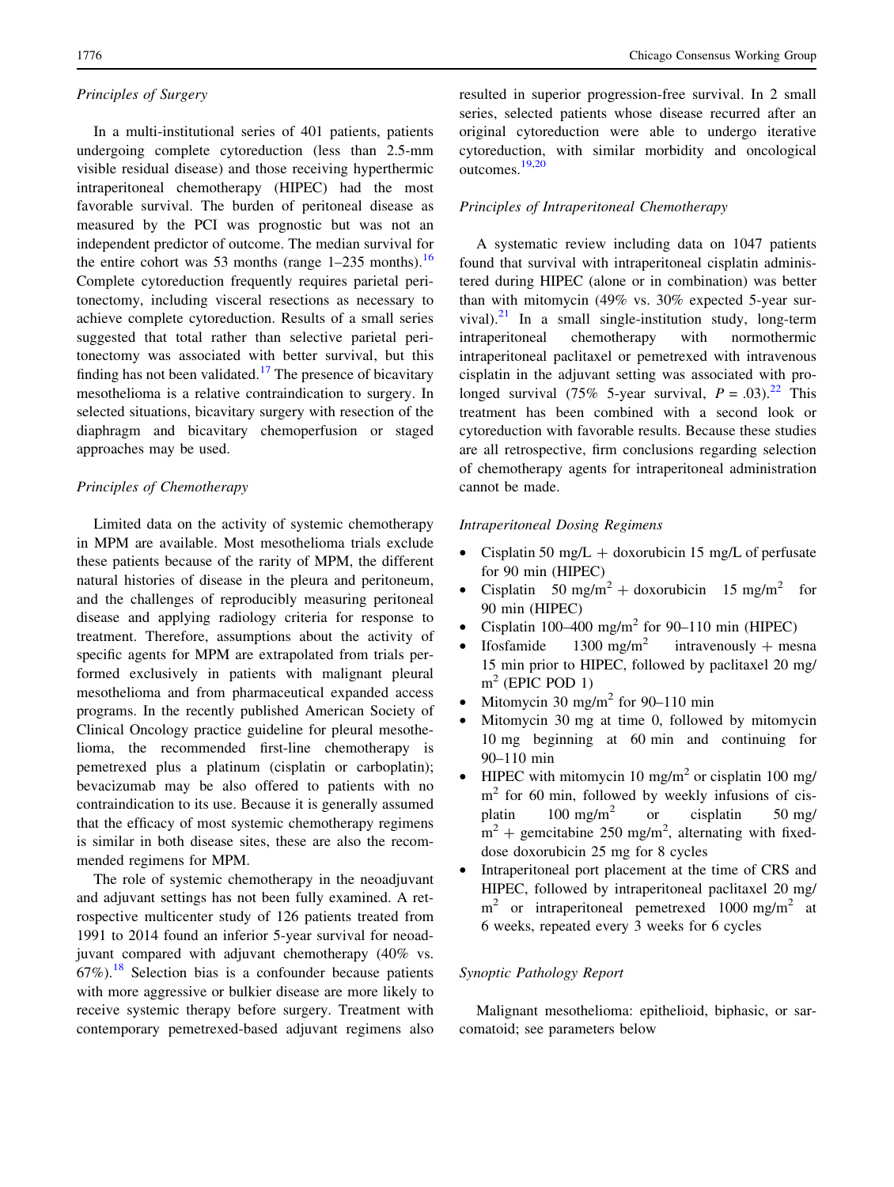### *Principles of Surgery*

In a multi-institutional series of 401 patients, patients undergoing complete cytoreduction (less than 2.5-mm visible residual disease) and those receiving hyperthermic intraperitoneal chemotherapy (HIPEC) had the most favorable survival. The burden of peritoneal disease as measured by the PCI was prognostic but was not an independent predictor of outcome. The median survival for the entire cohort was 53 months (range 1–235 months).[16] Complete cytoreduction frequently requires parietal peritonectomy, including visceral resections as necessary to achieve complete cytoreduction. Results of a small series suggested that total rather than selective parietal peritonectomy was associated with better survival, but this finding has not been validated.[17] The presence of bicavitary mesothelioma is a relative contraindication to surgery. In selected situations, bicavitary surgery with resection of the diaphragm and bicavitary chemoperfusion or staged approaches may be used.

### *Principles of Chemotherapy*

Limited data on the activity of systemic chemotherapy in MPM are available. Most mesothelioma trials exclude these patients because of the rarity of MPM, the different natural histories of disease in the pleura and peritoneum, and the challenges of reproducibly measuring peritoneal disease and applying radiology criteria for response to treatment. Therefore, assumptions about the activity of specific agents for MPM are extrapolated from trials performed exclusively in patients with malignant pleural mesothelioma and from pharmaceutical expanded access programs. In the recently published American Society of Clinical Oncology practice guideline for pleural mesothelioma, the recommended first-line chemotherapy is pemetrexed plus a platinum (cisplatin or carboplatin); bevacizumab may be also offered to patients with no contraindication to its use. Because it is generally assumed that the efficacy of most systemic chemotherapy regimens is similar in both disease sites, these are also the recommended regimens for MPM.

The role of systemic chemotherapy in the neoadjuvant and adjuvant settings has not been fully examined. A retrospective multicenter study of 126 patients treated from 1991 to 2014 found an inferior 5-year survival for neoadjuvant compared with adjuvant chemotherapy (40% vs. 67%).[18] Selection bias is a confounder because patients with more aggressive or bulkier disease are more likely to receive systemic therapy before surgery. Treatment with contemporary pemetrexed-based adjuvant regimens also resulted in superior progression-free survival. In 2 small series, selected patients whose disease recurred after an original cytoreduction were able to undergo iterative cytoreduction, with similar morbidity and oncological outcomes.[19,20]

### *Principles of Intraperitoneal Chemotherapy*

A systematic review including data on 1047 patients found that survival with intraperitoneal cisplatin administered during HIPEC (alone or in combination) was better than with mitomycin (49% vs. 30% expected 5-year survival).[21] In a small single-institution study, long-term intraperitoneal chemotherapy with normothermic intraperitoneal paclitaxel or pemetrexed with intravenous cisplatin in the adjuvant setting was associated with prolonged survival (75% 5-year survival, $P = .03$).[22] This treatment has been combined with a second look or cytoreduction with favorable results. Because these studies are all retrospective, firm conclusions regarding selection of chemotherapy agents for intraperitoneal administration cannot be made.

### *Intraperitoneal Dosing Regimens*

- Cisplatin 50 mg/L + doxorubicin 15 mg/L of perfusate for 90 min (HIPEC)
- Cisplatin 50 mg/m$^2$ + doxorubicin 15 mg/m$^2$ for 90 min (HIPEC)
- Cisplatin 100–400 mg/m$^2$ for 90–110 min (HIPEC)
- Ifosfamide 1300 mg/m$^2$ intravenously + mesna 15 min prior to HIPEC, followed by paclitaxel 20 mg/m$^2$ (EPIC POD 1)
- Mitomycin 30 mg/m$^2$ for 90–110 min
- Mitomycin 30 mg at time 0, followed by mitomycin 10 mg beginning at 60 min and continuing for 90–110 min
- HIPEC with mitomycin 10 mg/m$^2$ or cisplatin 100 mg/m$^2$ for 60 min, followed by weekly infusions of cisplatin 100 mg/m$^2$ or cisplatin 50 mg/m$^2$ + gemcitabine 250 mg/m$^2$, alternating with fixed-dose doxorubicin 25 mg for 8 cycles
- Intraperitoneal port placement at the time of CRS and HIPEC, followed by intraperitoneal paclitaxel 20 mg/m$^2$ or intraperitoneal pemetrexed 1000 mg/m$^2$ at 6 weeks, repeated every 3 weeks for 6 cycles

### *Synoptic Pathology Report*

Malignant mesothelioma: epithelioid, biphasic, or sarcomatoid; see parameters below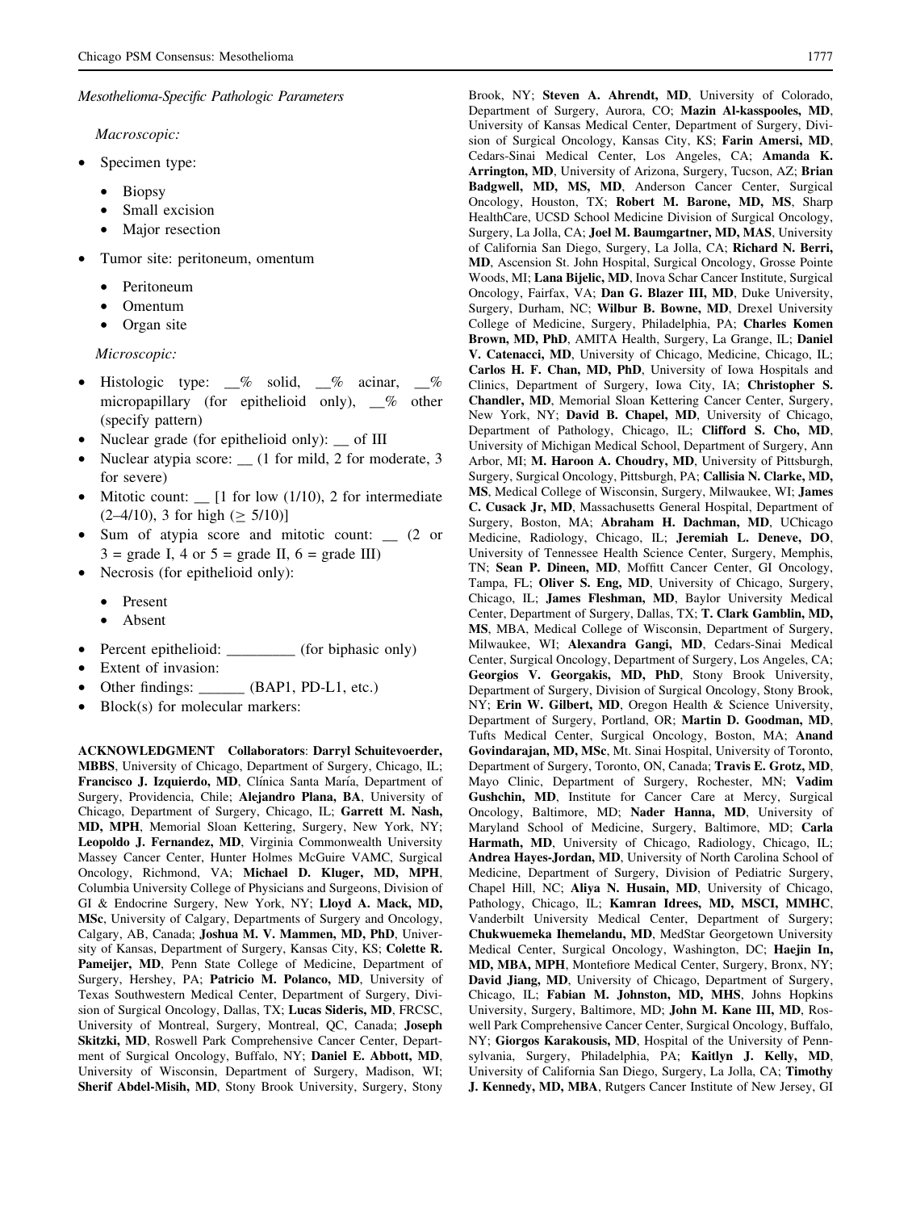*Mesothelioma-Specific Pathologic Parameters*

*Macroscopic:*

- Specimen type:
  - Biopsy
  - Small excision
  - Major resection
- Tumor site: peritoneum, omentum
  - Peritoneum
  - Omentum
  - Organ site

*Microscopic:*

- Histologic type: __% solid, __% acinar, __% micropapillary (for epithelioid only), __% other (specify pattern)
- Nuclear grade (for epithelioid only): __ of III
- Nuclear atypia score: __ (1 for mild, 2 for moderate, 3 for severe)
- Mitotic count: __ [1 for low (1/10), 2 for intermediate (2–4/10), 3 for high (≥ 5/10)]
- Sum of atypia score and mitotic count: __ (2 or 3 = grade I, 4 or 5 = grade II, 6 = grade III)
- Necrosis (for epithelioid only):
  - Present
  - Absent
- Percent epithelioid: _________ (for biphasic only)
- Extent of invasion:
- Other findings: ______ (BAP1, PD-L1, etc.)
- Block(s) for molecular markers:

**ACKNOWLEDGMENT** Collaborators: **Darryl Schuitevoerder, MBBS**, University of Chicago, Department of Surgery, Chicago, IL; **Francisco J. Izquierdo, MD**, Clínica Santa María, Department of Surgery, Providencia, Chile; **Alejandro Plana, BA**, University of Chicago, Department of Surgery, Chicago, IL; **Garrett M. Nash, MD, MPH**, Memorial Sloan Kettering, Surgery, New York, NY; **Leopoldo J. Fernandez, MD**, Virginia Commonwealth University Massey Cancer Center, Hunter Holmes McGuire VAMC, Surgical Oncology, Richmond, VA; **Michael D. Kluger, MD, MPH**, Columbia University College of Physicians and Surgeons, Division of GI & Endocrine Surgery, New York, NY; **Lloyd A. Mack, MD, MSc**, University of Calgary, Departments of Surgery and Oncology, Calgary, AB, Canada; **Joshua M. V. Mammen, MD, PhD**, University of Kansas, Department of Surgery, Kansas City, KS; **Colette R. Pameijer, MD**, Penn State College of Medicine, Department of Surgery, Hershey, PA; **Patricio M. Polanco, MD**, University of Texas Southwestern Medical Center, Department of Surgery, Division of Surgical Oncology, Dallas, TX; **Lucas Sideris, MD**, FRCSC, University of Montreal, Surgery, Montreal, QC, Canada; **Joseph Skitzki, MD**, Roswell Park Comprehensive Cancer Center, Department of Surgical Oncology, Buffalo, NY; **Daniel E. Abbott, MD**, University of Wisconsin, Department of Surgery, Madison, WI; **Sherif Abdel-Misih, MD**, Stony Brook University, Surgery, Stony Brook, NY; **Steven A. Ahrendt, MD**, University of Colorado, Department of Surgery, Aurora, CO; **Mazin Al-kasspooles, MD**, University of Kansas Medical Center, Department of Surgery, Division of Surgical Oncology, Kansas City, KS; **Farin Amersi, MD**, Cedars-Sinai Medical Center, Los Angeles, CA; **Amanda K. Arrington, MD**, University of Arizona, Surgery, Tucson, AZ; **Brian Badgwell, MD, MS, MD**, Anderson Cancer Center, Surgical Oncology, Houston, TX; **Robert M. Barone, MD, MS**, Sharp HealthCare, UCSD School Medicine Division of Surgical Oncology, Surgery, La Jolla, CA; **Joel M. Baumgartner, MD, MAS**, University of California San Diego, Surgery, La Jolla, CA; **Richard N. Berri, MD**, Ascension St. John Hospital, Surgical Oncology, Grosse Pointe Woods, MI; **Lana Bijelic, MD**, Inova Schar Cancer Institute, Surgical Oncology, Fairfax, VA; **Dan G. Blazer III, MD**, Duke University, Surgery, Durham, NC; **Wilbur B. Bowne, MD**, Drexel University College of Medicine, Surgery, Philadelphia, PA; **Charles Komen Brown, MD, PhD**, AMITA Health, Surgery, La Grange, IL; **Daniel V. Catenacci, MD**, University of Chicago, Medicine, Chicago, IL; **Carlos H. F. Chan, MD, PhD**, University of Iowa Hospitals and Clinics, Department of Surgery, Iowa City, IA; **Christopher S. Chandler, MD**, Memorial Sloan Kettering Cancer Center, Surgery, New York, NY; **David B. Chapel, MD**, University of Chicago, Department of Pathology, Chicago, IL; **Clifford S. Cho, MD**, University of Michigan Medical School, Department of Surgery, Ann Arbor, MI; **M. Haroon A. Choudry, MD**, University of Pittsburgh, Surgery, Surgical Oncology, Pittsburgh, PA; **Callisia N. Clarke, MD, MS**, Medical College of Wisconsin, Surgery, Milwaukee, WI; **James C. Cusack Jr, MD**, Massachusetts General Hospital, Department of Surgery, Boston, MA; **Abraham H. Dachman, MD**, UChicago Medicine, Radiology, Chicago, IL; **Jeremiah L. Deneve, DO**, University of Tennessee Health Science Center, Surgery, Memphis, TN; **Sean P. Dineen, MD**, Moffitt Cancer Center, GI Oncology, Tampa, FL; **Oliver S. Eng, MD**, University of Chicago, Surgery, Chicago, IL; **James Fleshman, MD**, Baylor University Medical Center, Department of Surgery, Dallas, TX; **T. Clark Gamblin, MD, MS**, MBA, Medical College of Wisconsin, Department of Surgery, Milwaukee, WI; **Alexandra Gangi, MD**, Cedars-Sinai Medical Center, Surgical Oncology, Department of Surgery, Los Angeles, CA; **Georgios V. Georgakis, MD, PhD**, Stony Brook University, Department of Surgery, Division of Surgical Oncology, Stony Brook, NY; **Erin W. Gilbert, MD**, Oregon Health & Science University, Department of Surgery, Portland, OR; **Martin D. Goodman, MD**, Tufts Medical Center, Surgical Oncology, Boston, MA; **Anand Govindarajan, MD, MSc**, Mt. Sinai Hospital, University of Toronto, Department of Surgery, Toronto, ON, Canada; **Travis E. Grotz, MD**, Mayo Clinic, Department of Surgery, Rochester, MN; **Vadim Gushchin, MD**, Institute for Cancer Care at Mercy, Surgical Oncology, Baltimore, MD; **Nader Hanna, MD**, University of Maryland School of Medicine, Surgery, Baltimore, MD; **Carla Harmath, MD**, University of Chicago, Radiology, Chicago, IL; **Andrea Hayes-Jordan, MD**, University of North Carolina School of Medicine, Department of Surgery, Division of Pediatric Surgery, Chapel Hill, NC; **Aliya N. Husain, MD**, University of Chicago, Pathology, Chicago, IL; **Kamran Idrees, MD, MSCI, MMHC**, Vanderbilt University Medical Center, Department of Surgery; **Chukwuemeka Ihemelandu, MD**, MedStar Georgetown University Medical Center, Surgical Oncology, Washington, DC; **Haejin In, MD, MBA, MPH**, Montefiore Medical Center, Surgery, Bronx, NY; **David Jiang, MD**, University of Chicago, Department of Surgery, Chicago, IL; **Fabian M. Johnston, MD, MHS**, Johns Hopkins University, Surgery, Baltimore, MD; **John M. Kane III, MD**, Roswell Park Comprehensive Cancer Center, Surgical Oncology, Buffalo, NY; **Giorgos Karakousis, MD**, Hospital of the University of Pennsylvania, Surgery, Philadelphia, PA; **Kaitlyn J. Kelly, MD**, University of California San Diego, Surgery, La Jolla, CA; **Timothy J. Kennedy, MD, MBA**, Rutgers Cancer Institute of New Jersey, GI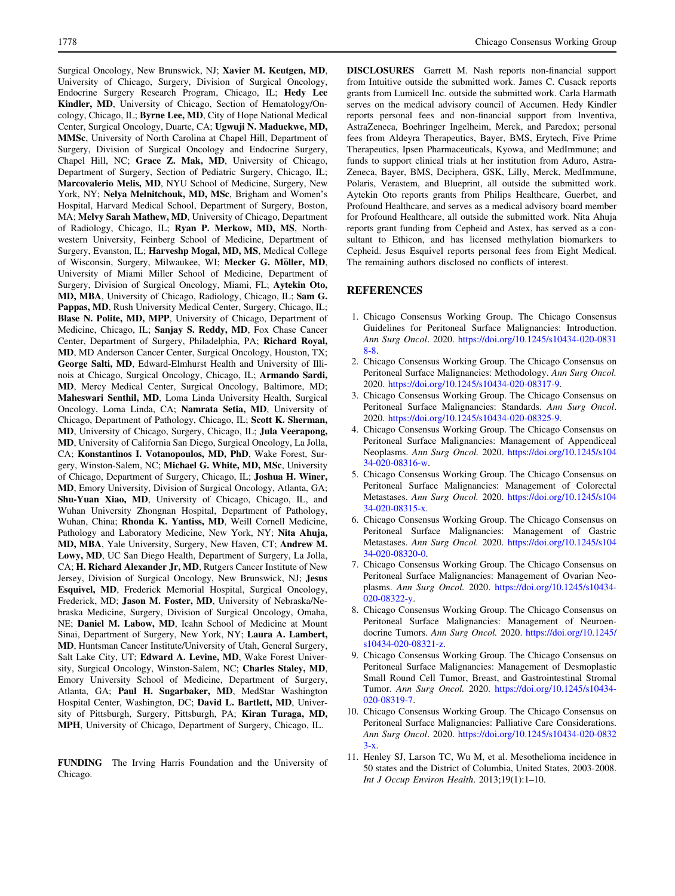Surgical Oncology, New Brunswick, NJ; **Xavier M. Keutgen, MD**, University of Chicago, Surgery, Division of Surgical Oncology, Endocrine Surgery Research Program, Chicago, IL; **Hedy Lee Kindler, MD**, University of Chicago, Section of Hematology/Oncology, Chicago, IL; **Byrne Lee, MD**, City of Hope National Medical Center, Surgical Oncology, Duarte, CA; **Ugwuji N. Maduekwe, MD, MMSc**, University of North Carolina at Chapel Hill, Department of Surgery, Division of Surgical Oncology and Endocrine Surgery, Chapel Hill, NC; **Grace Z. Mak, MD**, University of Chicago, Department of Surgery, Section of Pediatric Surgery, Chicago, IL; **Marcovalerio Melis, MD**, NYU School of Medicine, Surgery, New York, NY; **Nelya Melnitchouk, MD, MSc**, Brigham and Women's Hospital, Harvard Medical School, Department of Surgery, Boston, MA; **Melvy Sarah Mathew, MD**, University of Chicago, Department of Radiology, Chicago, IL; **Ryan P. Merkow, MD, MS**, Northwestern University, Feinberg School of Medicine, Department of Surgery, Evanston, IL; **Harveshp Mogal, MD, MS**, Medical College of Wisconsin, Surgery, Milwaukee, WI; **Mecker G. Möller, MD**, University of Miami Miller School of Medicine, Department of Surgery, Division of Surgical Oncology, Miami, FL; **Aytekin Oto, MD, MBA**, University of Chicago, Radiology, Chicago, IL; **Sam G. Pappas, MD**, Rush University Medical Center, Surgery, Chicago, IL; **Blase N. Polite, MD, MPP**, University of Chicago, Department of Medicine, Chicago, IL; **Sanjay S. Reddy, MD**, Fox Chase Cancer Center, Department of Surgery, Philadelphia, PA; **Richard Royal, MD**, MD Anderson Cancer Center, Surgical Oncology, Houston, TX; **George Salti, MD**, Edward-Elmhurst Health and University of Illinois at Chicago, Surgical Oncology, Chicago, IL; **Armando Sardi, MD**, Mercy Medical Center, Surgical Oncology, Baltimore, MD; **Maheswari Senthil, MD**, Loma Linda University Health, Surgical Oncology, Loma Linda, CA; **Namrata Setia, MD**, University of Chicago, Department of Pathology, Chicago, IL; **Scott K. Sherman, MD**, University of Chicago, Surgery, Chicago, IL; **Jula Veerapong, MD**, University of California San Diego, Surgical Oncology, La Jolla, CA; **Konstantinos I. Votanopoulos, MD, PhD**, Wake Forest, Surgery, Winston-Salem, NC; **Michael G. White, MD, MSc**, University of Chicago, Department of Surgery, Chicago, IL; **Joshua H. Winer, MD**, Emory University, Division of Surgical Oncology, Atlanta, GA; **Shu-Yuan Xiao, MD**, University of Chicago, Chicago, IL, and Wuhan University Zhongnan Hospital, Department of Pathology, Wuhan, China; **Rhonda K. Yantiss, MD**, Weill Cornell Medicine, Pathology and Laboratory Medicine, New York, NY; **Nita Ahuja, MD, MBA**, Yale University, Surgery, New Haven, CT; **Andrew M. Lowy, MD**, UC San Diego Health, Department of Surgery, La Jolla, CA; **H. Richard Alexander Jr, MD**, Rutgers Cancer Institute of New Jersey, Division of Surgical Oncology, New Brunswick, NJ; **Jesus Esquivel, MD**, Frederick Memorial Hospital, Surgical Oncology, Frederick, MD; **Jason M. Foster, MD**, University of Nebraska/Nebraska Medicine, Surgery, Division of Surgical Oncology, Omaha, NE; **Daniel M. Labow, MD**, Icahn School of Medicine at Mount Sinai, Department of Surgery, New York, NY; **Laura A. Lambert, MD**, Huntsman Cancer Institute/University of Utah, General Surgery, Salt Lake City, UT; **Edward A. Levine, MD**, Wake Forest University, Surgical Oncology, Winston-Salem, NC; **Charles Staley, MD**, Emory University School of Medicine, Department of Surgery, Atlanta, GA; **Paul H. Sugarbaker, MD**, MedStar Washington Hospital Center, Washington, DC; **David L. Bartlett, MD**, University of Pittsburgh, Surgery, Pittsburgh, PA; **Kiran Turaga, MD, MPH**, University of Chicago, Department of Surgery, Chicago, IL.

**FUNDING** The Irving Harris Foundation and the University of Chicago.

**DISCLOSURES** Garrett M. Nash reports non-financial support from Intuitive outside the submitted work. James C. Cusack reports grants from Lumicell Inc. outside the submitted work. Carla Harmath serves on the medical advisory council of Accumen. Hedy Kindler reports personal fees and non-financial support from Inventiva, AstraZeneca, Boehringer Ingelheim, Merck, and Paredox; personal fees from Aldeyra Therapeutics, Bayer, BMS, Erytech, Five Prime Therapeutics, Ipsen Pharmaceuticals, Kyowa, and MedImmune; and funds to support clinical trials at her institution from Aduro, AstraZeneca, Bayer, BMS, Deciphera, GSK, Lilly, Merck, MedImmune, Polaris, Verastem, and Blueprint, all outside the submitted work. Aytekin Oto reports grants from Philips Healthcare, Guerbet, and Profound Healthcare, and serves as a medical advisory board member for Profound Healthcare, all outside the submitted work. Nita Ahuja reports grant funding from Cepheid and Astex, has served as a consultant to Ethicon, and has licensed methylation biomarkers to Cepheid. Jesus Esquivel reports personal fees from Eight Medical. The remaining authors disclosed no conflicts of interest.

## REFERENCES

1. Chicago Consensus Working Group. The Chicago Consensus Guidelines for Peritoneal Surface Malignancies: Introduction. *Ann Surg Oncol*. 2020. https://doi.org/10.1245/s10434-020-08318-8.
2. Chicago Consensus Working Group. The Chicago Consensus on Peritoneal Surface Malignancies: Methodology. *Ann Surg Oncol.* 2020. https://doi.org/10.1245/s10434-020-08317-9.
3. Chicago Consensus Working Group. The Chicago Consensus on Peritoneal Surface Malignancies: Standards. *Ann Surg Oncol*. 2020. https://doi.org/10.1245/s10434-020-08325-9.
4. Chicago Consensus Working Group. The Chicago Consensus on Peritoneal Surface Malignancies: Management of Appendiceal Neoplasms. *Ann Surg Oncol.* 2020. https://doi.org/10.1245/s10434-020-08316-w.
5. Chicago Consensus Working Group. The Chicago Consensus on Peritoneal Surface Malignancies: Management of Colorectal Metastases. *Ann Surg Oncol.* 2020. https://doi.org/10.1245/s10434-020-08315-x.
6. Chicago Consensus Working Group. The Chicago Consensus on Peritoneal Surface Malignancies: Management of Gastric Metastases. *Ann Surg Oncol.* 2020. https://doi.org/10.1245/s10434-020-08320-0.
7. Chicago Consensus Working Group. The Chicago Consensus on Peritoneal Surface Malignancies: Management of Ovarian Neoplasms. *Ann Surg Oncol.* 2020. https://doi.org/10.1245/s10434-020-08322-y.
8. Chicago Consensus Working Group. The Chicago Consensus on Peritoneal Surface Malignancies: Management of Neuroendocrine Tumors. *Ann Surg Oncol.* 2020. https://doi.org/10.1245/s10434-020-08321-z.
9. Chicago Consensus Working Group. The Chicago Consensus on Peritoneal Surface Malignancies: Management of Desmoplastic Small Round Cell Tumor, Breast, and Gastrointestinal Stromal Tumor. *Ann Surg Oncol.* 2020. https://doi.org/10.1245/s10434-020-08319-7.
10. Chicago Consensus Working Group. The Chicago Consensus on Peritoneal Surface Malignancies: Palliative Care Considerations. *Ann Surg Oncol*. 2020. https://doi.org/10.1245/s10434-020-08323-x.
11. Henley SJ, Larson TC, Wu M, et al. Mesothelioma incidence in 50 states and the District of Columbia, United States, 2003-2008. *Int J Occup Environ Health*. 2013;19(1):1–10.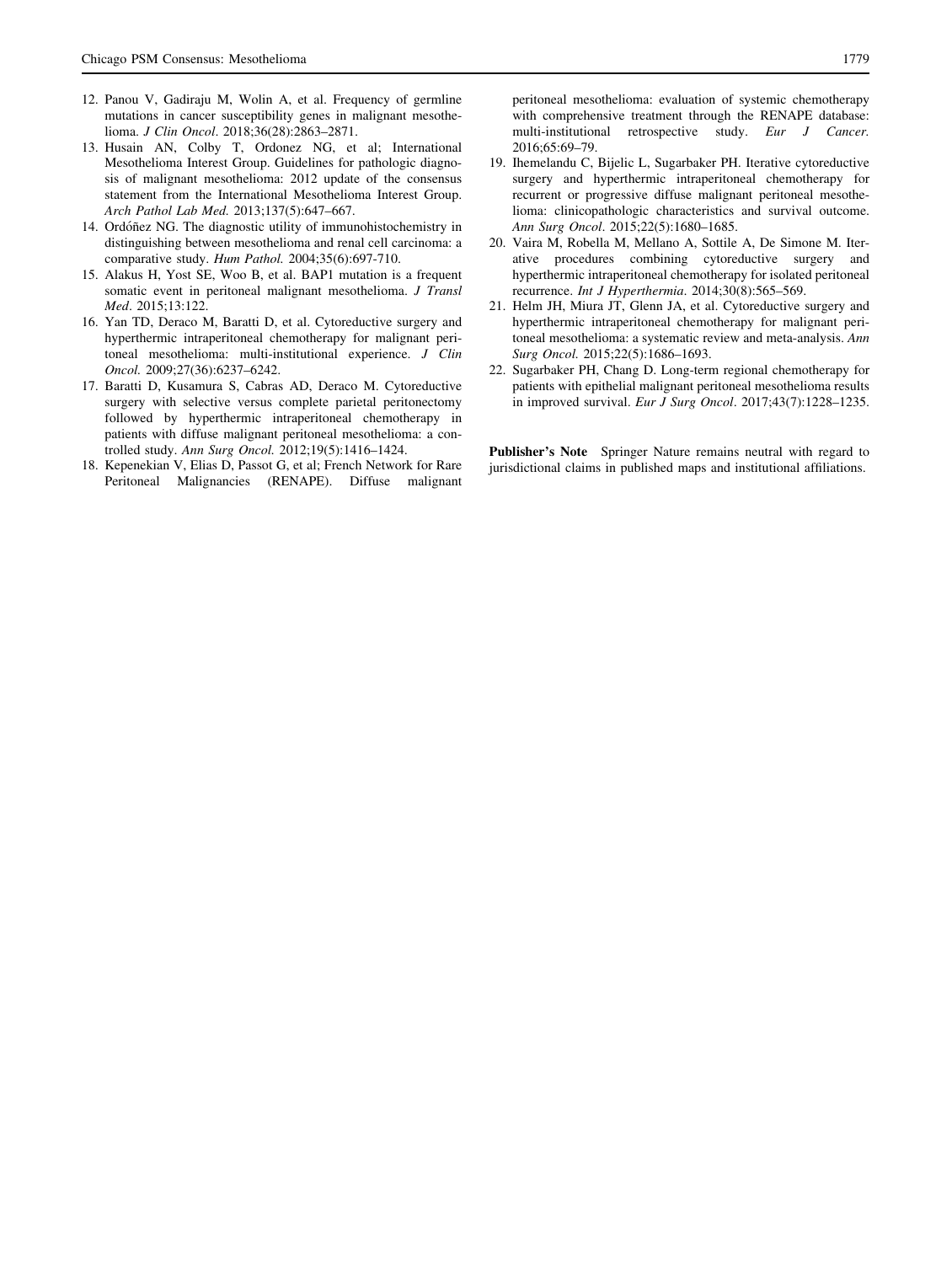12. Panou V, Gadiraju M, Wolin A, et al. Frequency of germline mutations in cancer susceptibility genes in malignant mesothelioma. *J Clin Oncol*. 2018;36(28):2863–2871.
13. Husain AN, Colby T, Ordonez NG, et al; International Mesothelioma Interest Group. Guidelines for pathologic diagnosis of malignant mesothelioma: 2012 update of the consensus statement from the International Mesothelioma Interest Group. *Arch Pathol Lab Med.* 2013;137(5):647–667.
14. Ordóñez NG. The diagnostic utility of immunohistochemistry in distinguishing between mesothelioma and renal cell carcinoma: a comparative study. *Hum Pathol.* 2004;35(6):697-710.
15. Alakus H, Yost SE, Woo B, et al. BAP1 mutation is a frequent somatic event in peritoneal malignant mesothelioma. *J Transl Med*. 2015;13:122.
16. Yan TD, Deraco M, Baratti D, et al. Cytoreductive surgery and hyperthermic intraperitoneal chemotherapy for malignant peritoneal mesothelioma: multi-institutional experience. *J Clin Oncol.* 2009;27(36):6237–6242.
17. Baratti D, Kusamura S, Cabras AD, Deraco M. Cytoreductive surgery with selective versus complete parietal peritonectomy followed by hyperthermic intraperitoneal chemotherapy in patients with diffuse malignant peritoneal mesothelioma: a controlled study. *Ann Surg Oncol.* 2012;19(5):1416–1424.
18. Kepenekian V, Elias D, Passot G, et al; French Network for Rare Peritoneal Malignancies (RENAPE). Diffuse malignant peritoneal mesothelioma: evaluation of systemic chemotherapy with comprehensive treatment through the RENAPE database: multi-institutional retrospective study. *Eur J Cancer.* 2016;65:69–79.
19. Ihemelandu C, Bijelic L, Sugarbaker PH. Iterative cytoreductive surgery and hyperthermic intraperitoneal chemotherapy for recurrent or progressive diffuse malignant peritoneal mesothelioma: clinicopathologic characteristics and survival outcome. *Ann Surg Oncol*. 2015;22(5):1680–1685.
20. Vaira M, Robella M, Mellano A, Sottile A, De Simone M. Iterative procedures combining cytoreductive surgery and hyperthermic intraperitoneal chemotherapy for isolated peritoneal recurrence. *Int J Hyperthermia*. 2014;30(8):565–569.
21. Helm JH, Miura JT, Glenn JA, et al. Cytoreductive surgery and hyperthermic intraperitoneal chemotherapy for malignant peritoneal mesothelioma: a systematic review and meta-analysis. *Ann Surg Oncol.* 2015;22(5):1686–1693.
22. Sugarbaker PH, Chang D. Long-term regional chemotherapy for patients with epithelial malignant peritoneal mesothelioma results in improved survival. *Eur J Surg Oncol*. 2017;43(7):1228–1235.

**Publisher's Note** Springer Nature remains neutral with regard to jurisdictional claims in published maps and institutional affiliations.